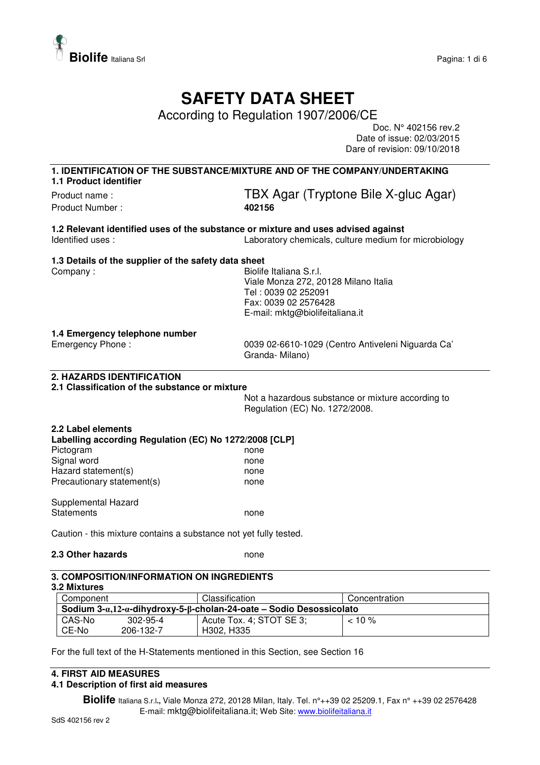# SAFETY DATA SHEET

According to Regulation 1907/2006/CE

Doc. N° 402156 rev.2
Date of issue: 02/03/2015
Dare of revision: 09/10/2018

## 1. IDENTIFICATION OF THE SUBSTANCE/MIXTURE AND OF THE COMPANY/UNDERTAKING

### 1.1 Product identifier

Product name : TBX Agar (Tryptone Bile X-gluc Agar)
Product Number : **402156**

### 1.2 Relevant identified uses of the substance or mixture and uses advised against

Identified uses : Laboratory chemicals, culture medium for microbiology

### 1.3 Details of the supplier of the safety data sheet

Company : Biolife Italiana S.r.l.
Viale Monza 272, 20128 Milano Italia
Tel : 0039 02 252091
Fax: 0039 02 2576428
E-mail: mktg@biolifeitaliana.it

### 1.4 Emergency telephone number

Emergency Phone : 0039 02-6610-1029 (Centro Antiveleni Niguarda Ca' Granda- Milano)

## 2. HAZARDS IDENTIFICATION

### 2.1 Classification of the substance or mixture

Not a hazardous substance or mixture according to Regulation (EC) No. 1272/2008.

### 2.2 Label elements

**Labelling according Regulation (EC) No 1272/2008 [CLP]**

Pictogram none
Signal word none
Hazard statement(s) none
Precautionary statement(s) none

Supplemental Hazard Statements none

Caution - this mixture contains a substance not yet fully tested.

### 2.3 Other hazards

none

## 3. COMPOSITION/INFORMATION ON INGREDIENTS

### 3.2 Mixtures

| Component | | Classification | Concentration |
|---|---|---|---|
| **Sodium 3-α,12-α-dihydroxy-5-β-cholan-24-oate – Sodio Desossicolato** | | | |
| CAS-No<br>CE-No | 302-95-4<br>206-132-7 | Acute Tox. 4; STOT SE 3;<br>H302, H335 | < 10 % |

For the full text of the H-Statements mentioned in this Section, see Section 16

## 4. FIRST AID MEASURES

### 4.1 Description of first aid measures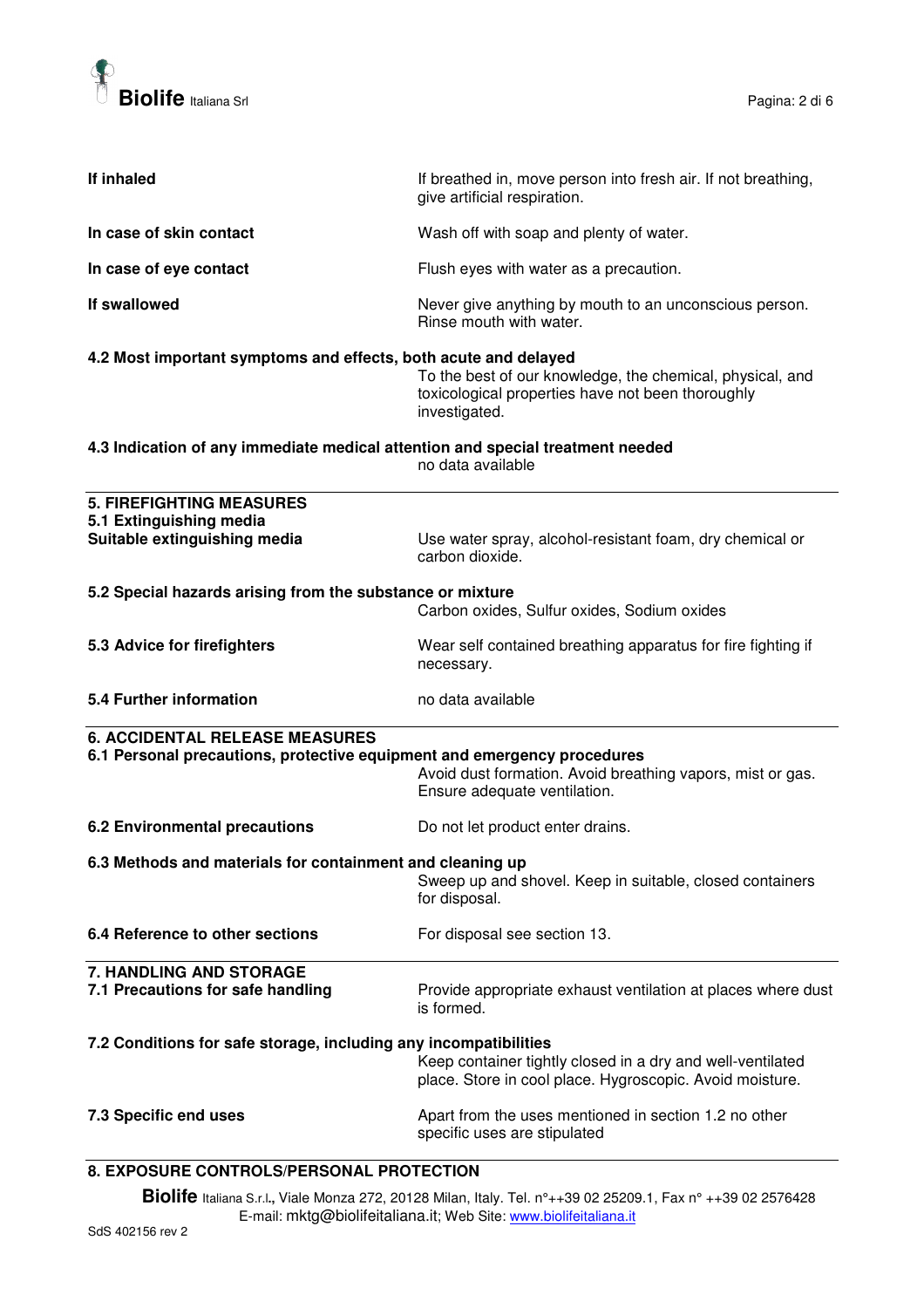**If inhaled**
If breathed in, move person into fresh air. If not breathing, give artificial respiration.

**In case of skin contact**
Wash off with soap and plenty of water.

**In case of eye contact**
Flush eyes with water as a precaution.

**If swallowed**
Never give anything by mouth to an unconscious person. Rinse mouth with water.

**4.2 Most important symptoms and effects, both acute and delayed**
To the best of our knowledge, the chemical, physical, and toxicological properties have not been thoroughly investigated.

**4.3 Indication of any immediate medical attention and special treatment needed**
no data available

---

## 5. FIREFIGHTING MEASURES

**5.1 Extinguishing media**

**Suitable extinguishing media**
Use water spray, alcohol-resistant foam, dry chemical or carbon dioxide.

**5.2 Special hazards arising from the substance or mixture**
Carbon oxides, Sulfur oxides, Sodium oxides

**5.3 Advice for firefighters**
Wear self contained breathing apparatus for fire fighting if necessary.

**5.4 Further information**
no data available

---

## 6. ACCIDENTAL RELEASE MEASURES

**6.1 Personal precautions, protective equipment and emergency procedures**
Avoid dust formation. Avoid breathing vapors, mist or gas. Ensure adequate ventilation.

**6.2 Environmental precautions**
Do not let product enter drains.

**6.3 Methods and materials for containment and cleaning up**
Sweep up and shovel. Keep in suitable, closed containers for disposal.

**6.4 Reference to other sections**
For disposal see section 13.

---

## 7. HANDLING AND STORAGE

**7.1 Precautions for safe handling**
Provide appropriate exhaust ventilation at places where dust is formed.

**7.2 Conditions for safe storage, including any incompatibilities**
Keep container tightly closed in a dry and well-ventilated place. Store in cool place. Hygroscopic. Avoid moisture.

**7.3 Specific end uses**
Apart from the uses mentioned in section 1.2 no other specific uses are stipulated

---

## 8. EXPOSURE CONTROLS/PERSONAL PROTECTION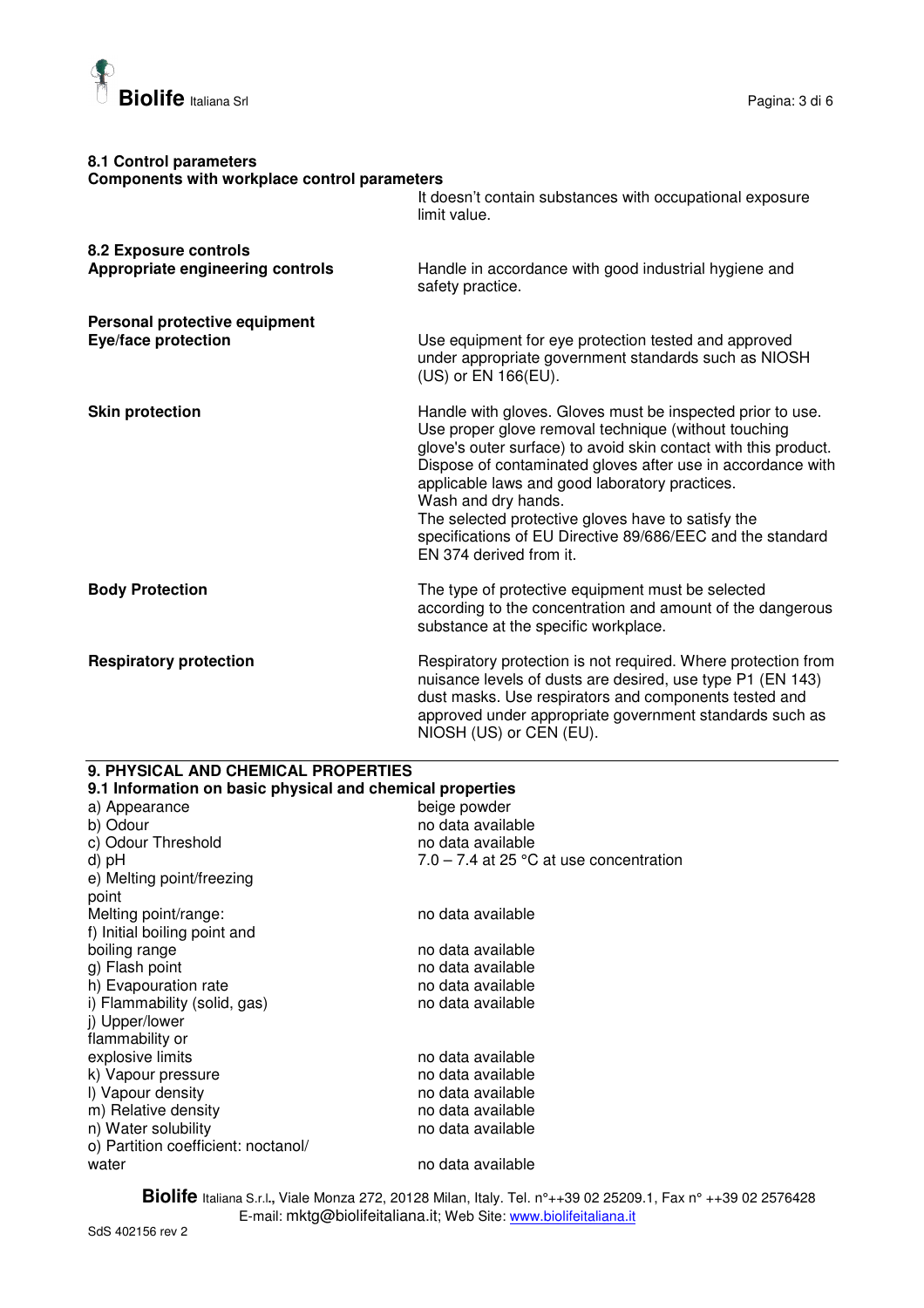**8.1 Control parameters**
**Components with workplace control parameters**

It doesn't contain substances with occupational exposure limit value.

**8.2 Exposure controls**

**Appropriate engineering controls**

Handle in accordance with good industrial hygiene and safety practice.

**Personal protective equipment**

**Eye/face protection**

Use equipment for eye protection tested and approved under appropriate government standards such as NIOSH (US) or EN 166(EU).

**Skin protection**

Handle with gloves. Gloves must be inspected prior to use. Use proper glove removal technique (without touching glove's outer surface) to avoid skin contact with this product. Dispose of contaminated gloves after use in accordance with applicable laws and good laboratory practices.
Wash and dry hands.
The selected protective gloves have to satisfy the specifications of EU Directive 89/686/EEC and the standard EN 374 derived from it.

**Body Protection**

The type of protective equipment must be selected according to the concentration and amount of the dangerous substance at the specific workplace.

**Respiratory protection**

Respiratory protection is not required. Where protection from nuisance levels of dusts are desired, use type P1 (EN 143) dust masks. Use respirators and components tested and approved under appropriate government standards such as NIOSH (US) or CEN (EU).

## 9. PHYSICAL AND CHEMICAL PROPERTIES

**9.1 Information on basic physical and chemical properties**

| | |
|---|---|
| a) Appearance | beige powder |
| b) Odour | no data available |
| c) Odour Threshold | no data available |
| d) pH | 7.0 – 7.4 at 25 °C at use concentration |
| e) Melting point/freezing point | |
| Melting point/range: | no data available |
| f) Initial boiling point and boiling range | no data available |
| g) Flash point | no data available |
| h) Evapouration rate | no data available |
| i) Flammability (solid, gas) | no data available |
| j) Upper/lower flammability or explosive limits | no data available |
| k) Vapour pressure | no data available |
| l) Vapour density | no data available |
| m) Relative density | no data available |
| n) Water solubility | no data available |
| o) Partition coefficient: noctanol/ water | no data available |

**Biolife** Italiana S.r.l., Viale Monza 272, 20128 Milan, Italy. Tel. n°++39 02 25209.1, Fax n° ++39 02 2576428
E-mail: mktg@biolifeitaliana.it; Web Site: www.biolifeitaliana.it

SdS 402156 rev 2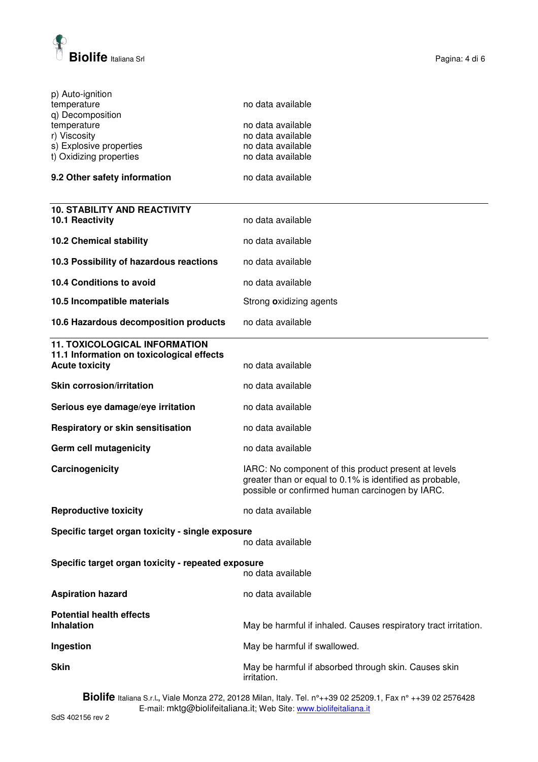| | |
|---|---|
| p) Auto-ignition temperature | no data available |
| q) Decomposition temperature | no data available |
| r) Viscosity | no data available |
| s) Explosive properties | no data available |
| t) Oxidizing properties | no data available |

**9.2 Other safety information** no data available

## 10. STABILITY AND REACTIVITY

| | |
|---|---|
| **10.1 Reactivity** | no data available |
| **10.2 Chemical stability** | no data available |
| **10.3 Possibility of hazardous reactions** | no data available |
| **10.4 Conditions to avoid** | no data available |
| **10.5 Incompatible materials** | Strong oxidizing agents |
| **10.6 Hazardous decomposition products** | no data available |

## 11. TOXICOLOGICAL INFORMATION

### 11.1 Information on toxicological effects

| | |
|---|---|
| **Acute toxicity** | no data available |
| **Skin corrosion/irritation** | no data available |
| **Serious eye damage/eye irritation** | no data available |
| **Respiratory or skin sensitisation** | no data available |
| **Germ cell mutagenicity** | no data available |
| **Carcinogenicity** | IARC: No component of this product present at levels greater than or equal to 0.1% is identified as probable, possible or confirmed human carcinogen by IARC. |
| **Reproductive toxicity** | no data available |
| **Specific target organ toxicity - single exposure** | no data available |
| **Specific target organ toxicity - repeated exposure** | no data available |
| **Aspiration hazard** | no data available |

**Potential health effects**

| | |
|---|---|
| **Inhalation** | May be harmful if inhaled. Causes respiratory tract irritation. |
| **Ingestion** | May be harmful if swallowed. |
| **Skin** | May be harmful if absorbed through skin. Causes skin irritation. |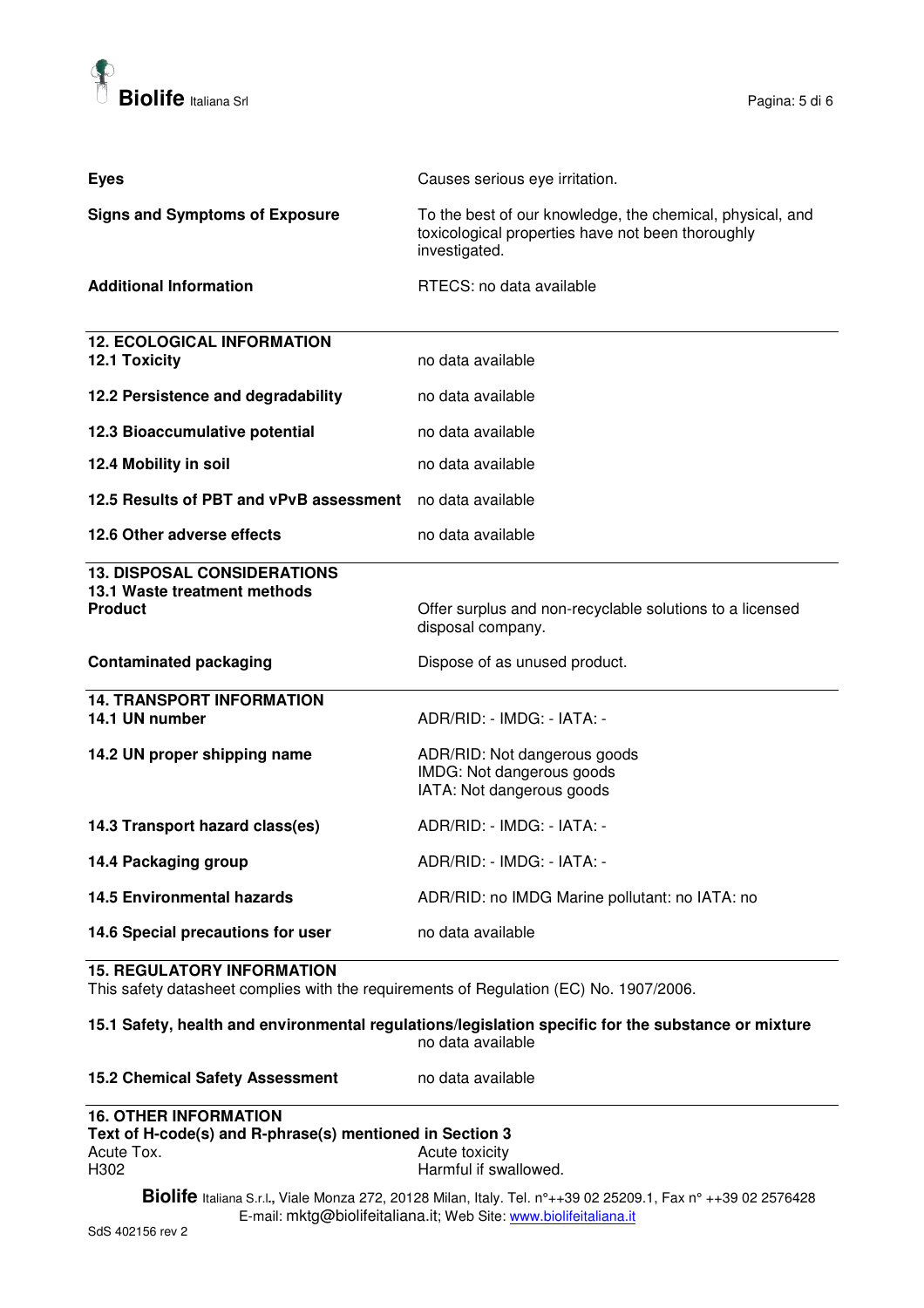| | |
|---|---|
| **Eyes** | Causes serious eye irritation. |
| **Signs and Symptoms of Exposure** | To the best of our knowledge, the chemical, physical, and toxicological properties have not been thoroughly investigated. |
| **Additional Information** | RTECS: no data available |

## 12. ECOLOGICAL INFORMATION

| | |
|---|---|
| **12.1 Toxicity** | no data available |
| **12.2 Persistence and degradability** | no data available |
| **12.3 Bioaccumulative potential** | no data available |
| **12.4 Mobility in soil** | no data available |
| **12.5 Results of PBT and vPvB assessment** | no data available |
| **12.6 Other adverse effects** | no data available |

## 13. DISPOSAL CONSIDERATIONS

**13.1 Waste treatment methods**

| | |
|---|---|
| **Product** | Offer surplus and non-recyclable solutions to a licensed disposal company. |
| **Contaminated packaging** | Dispose of as unused product. |

## 14. TRANSPORT INFORMATION

| | |
|---|---|
| **14.1 UN number** | ADR/RID: - IMDG: - IATA: - |
| **14.2 UN proper shipping name** | ADR/RID: Not dangerous goods<br>IMDG: Not dangerous goods<br>IATA: Not dangerous goods |
| **14.3 Transport hazard class(es)** | ADR/RID: - IMDG: - IATA: - |
| **14.4 Packaging group** | ADR/RID: - IMDG: - IATA: - |
| **14.5 Environmental hazards** | ADR/RID: no IMDG Marine pollutant: no IATA: no |
| **14.6 Special precautions for user** | no data available |

## 15. REGULATORY INFORMATION

This safety datasheet complies with the requirements of Regulation (EC) No. 1907/2006.

**15.1 Safety, health and environmental regulations/legislation specific for the substance or mixture**
no data available

| | |
|---|---|
| **15.2 Chemical Safety Assessment** | no data available |

## 16. OTHER INFORMATION

**Text of H-code(s) and R-phrase(s) mentioned in Section 3**

| | |
|---|---|
| Acute Tox. | Acute toxicity |
| H302 | Harmful if swallowed. |

**Biolife** Italiana S.r.l., Viale Monza 272, 20128 Milan, Italy. Tel. n°++39 02 25209.1, Fax n° ++39 02 2576428
E-mail: mktg@biolifeitaliana.it; Web Site: www.biolifeitaliana.it

SdS 402156 rev 2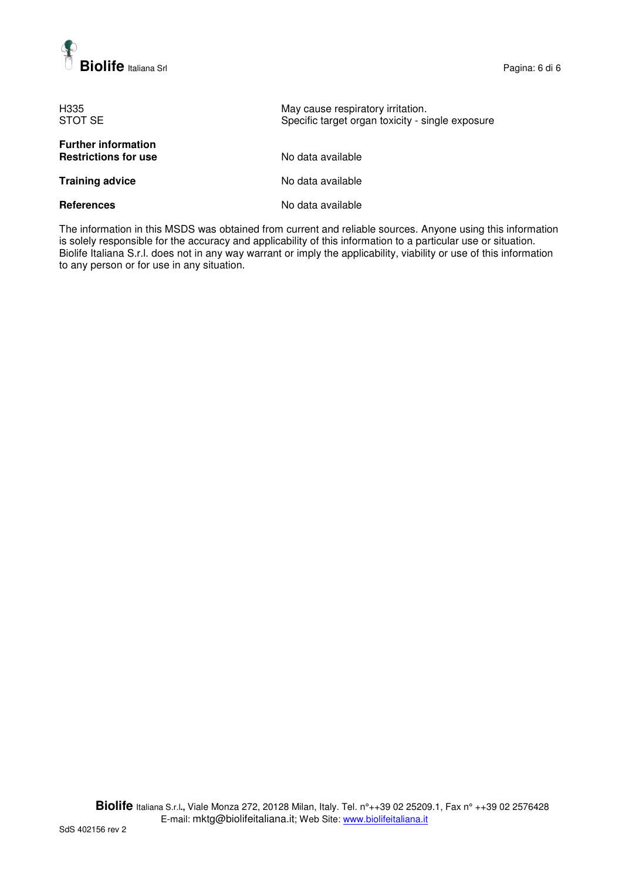| | |
|---|---|
| H335 | May cause respiratory irritation. |
| STOT SE | Specific target organ toxicity - single exposure |

**Further information**

**Restrictions for use** No data available

**Training advice** No data available

**References** No data available

The information in this MSDS was obtained from current and reliable sources. Anyone using this information is solely responsible for the accuracy and applicability of this information to a particular use or situation. Biolife Italiana S.r.l. does not in any way warrant or imply the applicability, viability or use of this information to any person or for use in any situation.